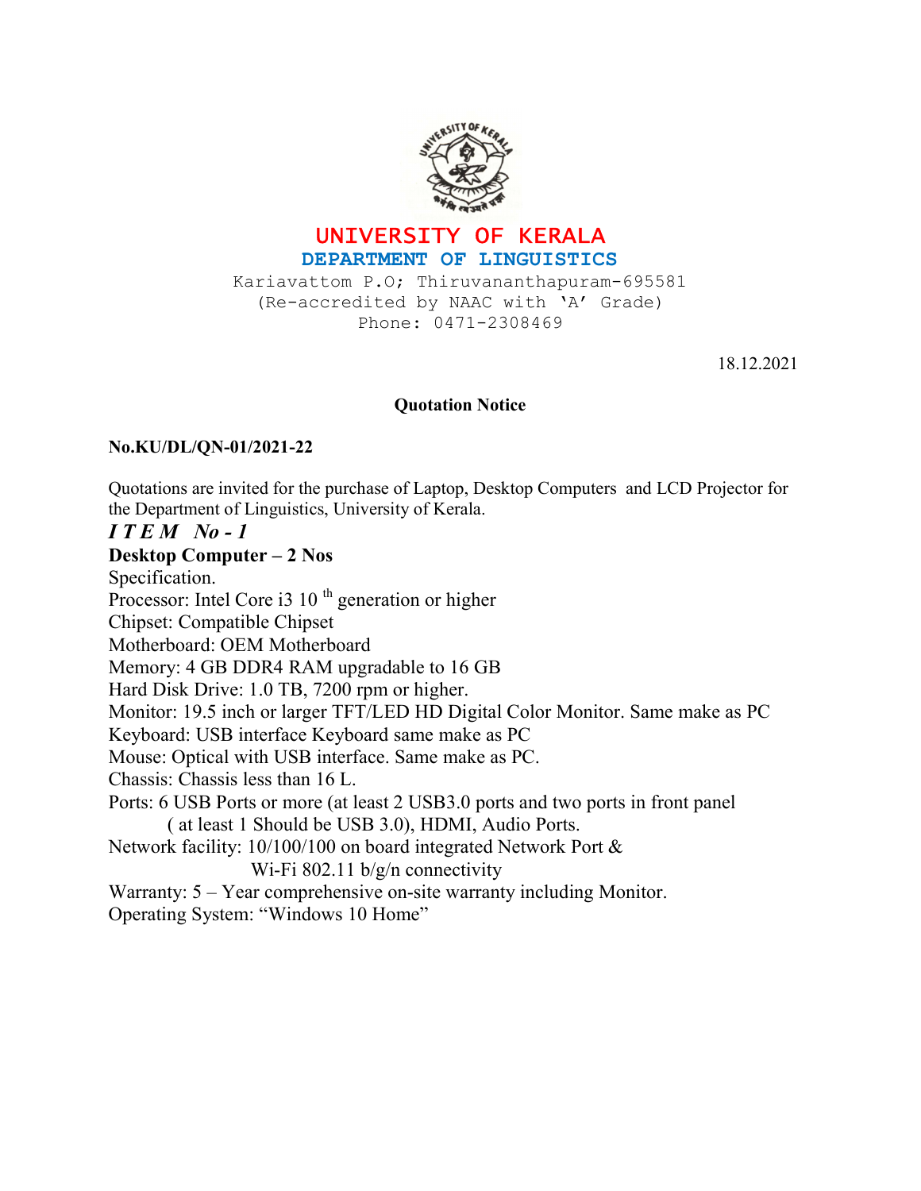# UNIVERSITY OF KERALA

## DEPARTMENT OF LINGUISTICS

Kariavattom P.O; Thiruvananthapuram-695581
(Re-accredited by NAAC with 'A' Grade)
Phone: 0471-2308469

18.12.2021

**Quotation Notice**

**No.KU/DL/QN-01/2021-22**

Quotations are invited for the purchase of Laptop, Desktop Computers and LCD Projector for the Department of Linguistics, University of Kerala.

***I T E M No - 1***

**Desktop Computer – 2 Nos**

Specification.

Processor: Intel Core i3 10 th generation or higher

Chipset: Compatible Chipset

Motherboard: OEM Motherboard

Memory: 4 GB DDR4 RAM upgradable to 16 GB

Hard Disk Drive: 1.0 TB, 7200 rpm or higher.

Monitor: 19.5 inch or larger TFT/LED HD Digital Color Monitor. Same make as PC

Keyboard: USB interface Keyboard same make as PC

Mouse: Optical with USB interface. Same make as PC.

Chassis: Chassis less than 16 L.

Ports: 6 USB Ports or more (at least 2 USB3.0 ports and two ports in front panel ( at least 1 Should be USB 3.0), HDMI, Audio Ports.

Network facility: 10/100/100 on board integrated Network Port & Wi-Fi 802.11 b/g/n connectivity

Warranty: 5 – Year comprehensive on-site warranty including Monitor.

Operating System: "Windows 10 Home"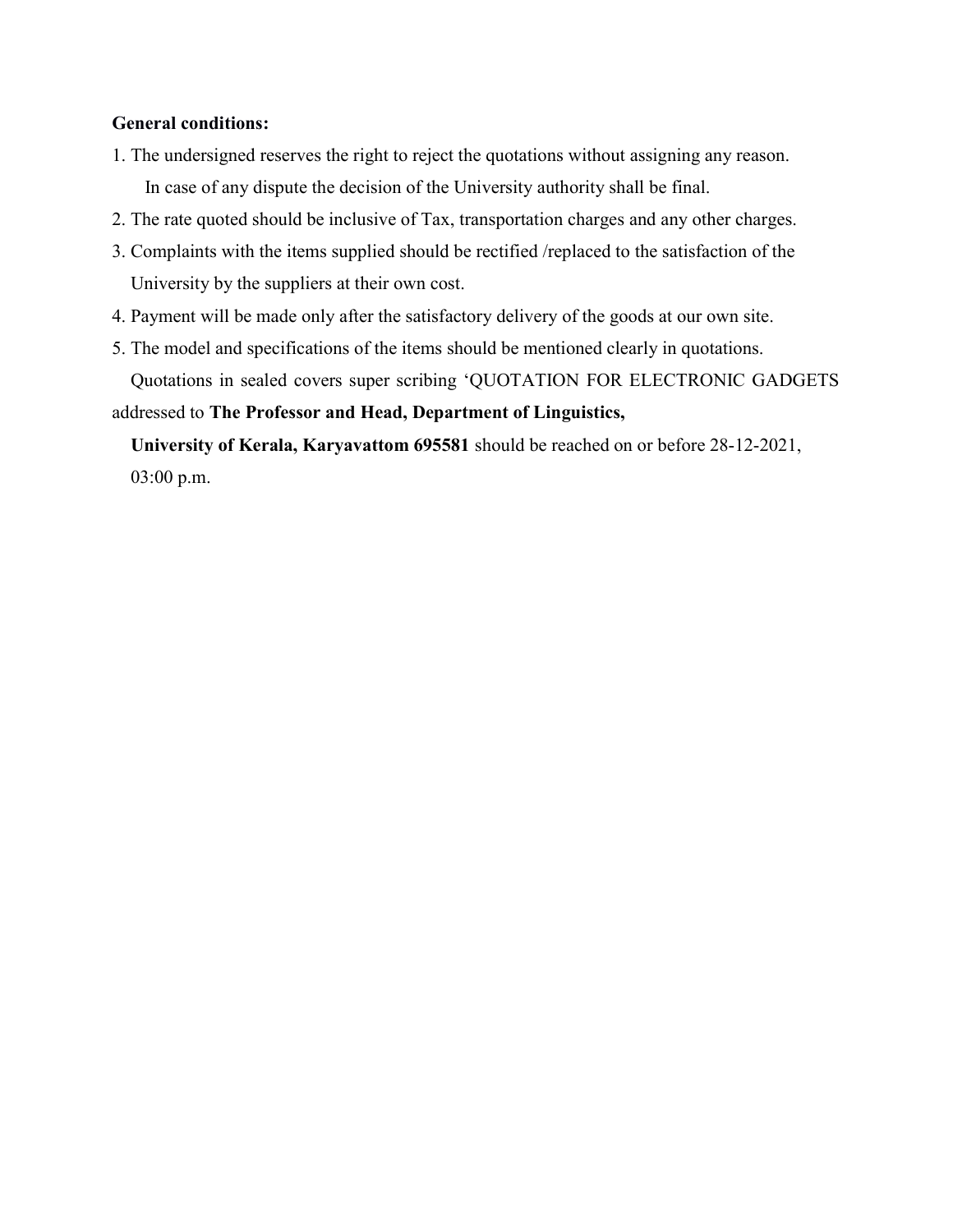**General conditions:**

1. The undersigned reserves the right to reject the quotations without assigning any reason. In case of any dispute the decision of the University authority shall be final.
2. The rate quoted should be inclusive of Tax, transportation charges and any other charges.
3. Complaints with the items supplied should be rectified /replaced to the satisfaction of the University by the suppliers at their own cost.
4. Payment will be made only after the satisfactory delivery of the goods at our own site.
5. The model and specifications of the items should be mentioned clearly in quotations.

Quotations in sealed covers super scribing 'QUOTATION FOR ELECTRONIC GADGETS addressed to **The Professor and Head, Department of Linguistics, University of Kerala, Karyavattom 695581** should be reached on or before 28-12-2021, 03:00 p.m.